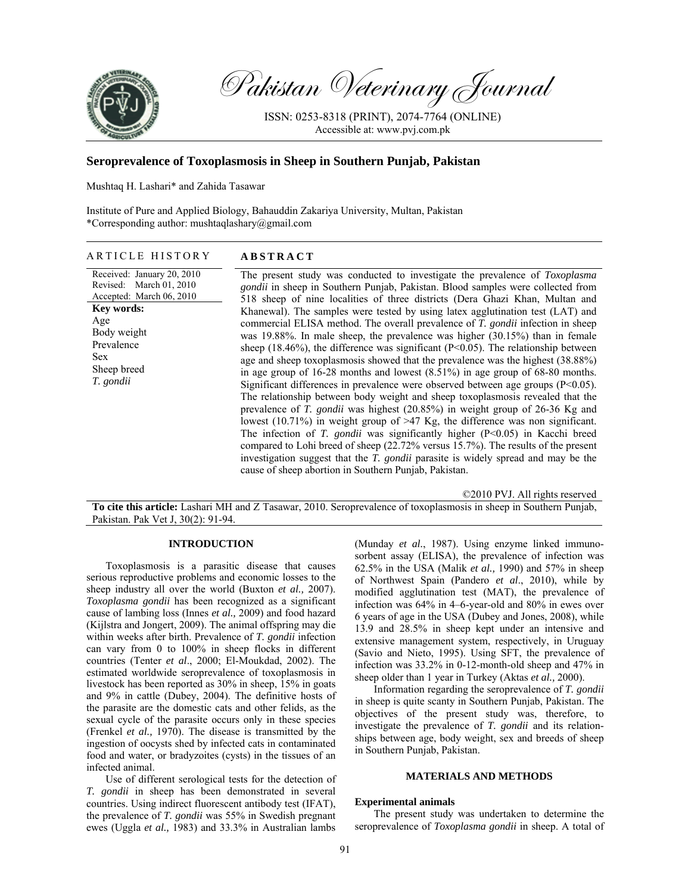# Seroprevalence of Toxoplasmosis in Sheep in Southern Punjab, Pakistan

Mushtaq H. Lashari* and Zahida Tasawar

Institute of Pure and Applied Biology, Bahauddin Zakariya University, Multan, Pakistan
*Corresponding author: mushtaqlashary@gmail.com

## ARTICLE HISTORY

Received: January 20, 2010
Revised: March 01, 2010
Accepted: March 06, 2010

**Key words:**
Age
Body weight
Prevalence
Sex
Sheep breed
*T. gondii*

## ABSTRACT

The present study was conducted to investigate the prevalence of *Toxoplasma gondii* in sheep in Southern Punjab, Pakistan. Blood samples were collected from 518 sheep of nine localities of three districts (Dera Ghazi Khan, Multan and Khanewal). The samples were tested by using latex agglutination test (LAT) and commercial ELISA method. The overall prevalence of *T. gondii* infection in sheep was 19.88%. In male sheep, the prevalence was higher (30.15%) than in female sheep (18.46%), the difference was significant ($P<0.05$). The relationship between age and sheep toxoplasmosis showed that the prevalence was the highest (38.88%) in age group of 16-28 months and lowest (8.51%) in age group of 68-80 months. Significant differences in prevalence were observed between age groups ($P<0.05$). The relationship between body weight and sheep toxoplasmosis revealed that the prevalence of *T. gondii* was highest (20.85%) in weight group of 26-36 Kg and lowest (10.71%) in weight group of >47 Kg, the difference was non significant. The infection of *T. gondii* was significantly higher ($P<0.05$) in Kacchi breed compared to Lohi breed of sheep (22.72% versus 15.7%). The results of the present investigation suggest that the *T. gondii* parasite is widely spread and may be the cause of sheep abortion in Southern Punjab, Pakistan.

©2010 PVJ. All rights reserved

**To cite this article:** Lashari MH and Z Tasawar, 2010. Seroprevalence of toxoplasmosis in sheep in Southern Punjab, Pakistan. Pak Vet J, 30(2): 91-94.

## INTRODUCTION

Toxoplasmosis is a parasitic disease that causes serious reproductive problems and economic losses to the sheep industry all over the world (Buxton *et al.,* 2007). *Toxoplasma gondii* has been recognized as a significant cause of lambing loss (Innes *et al.,* 2009) and food hazard (Kijlstra and Jongert, 2009). The animal offspring may die within weeks after birth. Prevalence of *T. gondii* infection can vary from 0 to 100% in sheep flocks in different countries (Tenter *et al*., 2000; El-Moukdad, 2002). The estimated worldwide seroprevalence of toxoplasmosis in livestock has been reported as 30% in sheep, 15% in goats and 9% in cattle (Dubey, 2004). The definitive hosts of the parasite are the domestic cats and other felids, as the sexual cycle of the parasite occurs only in these species (Frenkel *et al.,* 1970). The disease is transmitted by the ingestion of oocysts shed by infected cats in contaminated food and water, or bradyzoites (cysts) in the tissues of an infected animal.

Use of different serological tests for the detection of *T. gondii* in sheep has been demonstrated in several countries. Using indirect fluorescent antibody test (IFAT), the prevalence of *T. gondii* was 55% in Swedish pregnant ewes (Uggla *et al.,* 1983) and 33.3% in Australian lambs (Munday *et al*., 1987). Using enzyme linked immunosorbent assay (ELISA), the prevalence of infection was 62.5% in the USA (Malik *et al.,* 1990) and 57% in sheep of Northwest Spain (Pandero *et al*., 2010), while by modified agglutination test (MAT), the prevalence of infection was 64% in 4–6-year-old and 80% in ewes over 6 years of age in the USA (Dubey and Jones, 2008), while 13.9 and 28.5% in sheep kept under an intensive and extensive management system, respectively, in Uruguay (Savio and Nieto, 1995). Using SFT, the prevalence of infection was 33.2% in 0-12-month-old sheep and 47% in sheep older than 1 year in Turkey (Aktas *et al.,* 2000).

Information regarding the seroprevalence of *T. gondii* in sheep is quite scanty in Southern Punjab, Pakistan. The objectives of the present study was, therefore, to investigate the prevalence of *T. gondii* and its relationships between age, body weight, sex and breeds of sheep in Southern Punjab, Pakistan.

## MATERIALS AND METHODS

### Experimental animals

The present study was undertaken to determine the seroprevalence of *Toxoplasma gondii* in sheep. A total of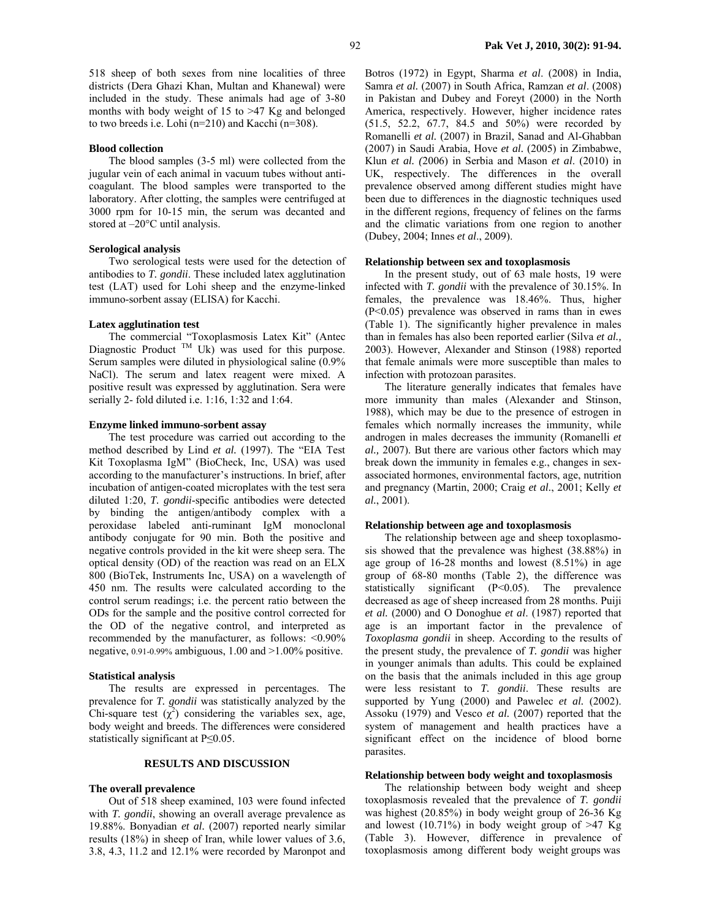518 sheep of both sexes from nine localities of three districts (Dera Ghazi Khan, Multan and Khanewal) were included in the study. These animals had age of 3-80 months with body weight of 15 to >47 Kg and belonged to two breeds i.e. Lohi (n=210) and Kacchi (n=308).

### Blood collection

The blood samples (3-5 ml) were collected from the jugular vein of each animal in vacuum tubes without anti-coagulant. The blood samples were transported to the laboratory. After clotting, the samples were centrifuged at 3000 rpm for 10-15 min, the serum was decanted and stored at –20°C until analysis.

### Serological analysis

Two serological tests were used for the detection of antibodies to *T. gondii*. These included latex agglutination test (LAT) used for Lohi sheep and the enzyme-linked immuno-sorbent assay (ELISA) for Kacchi.

### Latex agglutination test

The commercial "Toxoplasmosis Latex Kit" (Antec Diagnostic Product TM Uk) was used for this purpose. Serum samples were diluted in physiological saline (0.9% NaCl). The serum and latex reagent were mixed. A positive result was expressed by agglutination. Sera were serially 2- fold diluted i.e. 1:16, 1:32 and 1:64.

### Enzyme linked immuno-sorbent assay

The test procedure was carried out according to the method described by Lind *et al.* (1997). The "EIA Test Kit Toxoplasma IgM" (BioCheck, Inc, USA) was used according to the manufacturer's instructions. In brief, after incubation of antigen-coated microplates with the test sera diluted 1:20, *T. gondii*-specific antibodies were detected by binding the antigen/antibody complex with a peroxidase labeled anti-ruminant IgM monoclonal antibody conjugate for 90 min. Both the positive and negative controls provided in the kit were sheep sera. The optical density (OD) of the reaction was read on an ELX 800 (BioTek, Instruments Inc, USA) on a wavelength of 450 nm. The results were calculated according to the control serum readings; i.e. the percent ratio between the ODs for the sample and the positive control corrected for the OD of the negative control, and interpreted as recommended by the manufacturer, as follows: <0.90% negative, 0.91-0.99% ambiguous, 1.00 and >1.00% positive.

### Statistical analysis

The results are expressed in percentages. The prevalence for *T. gondii* was statistically analyzed by the Chi-square test ($\chi^2$) considering the variables sex, age, body weight and breeds. The differences were considered statistically significant at P≤0.05.

## RESULTS AND DISCUSSION

### The overall prevalence

Out of 518 sheep examined, 103 were found infected with *T. gondii*, showing an overall average prevalence as 19.88%. Bonyadian *et al.* (2007) reported nearly similar results (18%) in sheep of Iran, while lower values of 3.6, 3.8, 4.3, 11.2 and 12.1% were recorded by Maronpot and Botros (1972) in Egypt, Sharma *et al*. (2008) in India, Samra *et al.* (2007) in South Africa, Ramzan *et al*. (2008) in Pakistan and Dubey and Foreyt (2000) in the North America, respectively. However, higher incidence rates (51.5, 52.2, 67.7, 84.5 and 50%) were recorded by Romanelli *et al.* (2007) in Brazil, Sanad and Al-Ghabban (2007) in Saudi Arabia, Hove *et al.* (2005) in Zimbabwe, Klun *et al. (*2006) in Serbia and Mason *et al*. (2010) in UK, respectively. The differences in the overall prevalence observed among different studies might have been due to differences in the diagnostic techniques used in the different regions, frequency of felines on the farms and the climatic variations from one region to another (Dubey, 2004; Innes *et al*., 2009).

### Relationship between sex and toxoplasmosis

In the present study, out of 63 male hosts, 19 were infected with *T. gondii* with the prevalence of 30.15%. In females, the prevalence was 18.46%. Thus, higher (P<0.05) prevalence was observed in rams than in ewes (Table 1). The significantly higher prevalence in males than in females has also been reported earlier (Silva *et al.,* 2003). However, Alexander and Stinson (1988) reported that female animals were more susceptible than males to infection with protozoan parasites.

The literature generally indicates that females have more immunity than males (Alexander and Stinson, 1988), which may be due to the presence of estrogen in females which normally increases the immunity, while androgen in males decreases the immunity (Romanelli *et al.,* 2007). But there are various other factors which may break down the immunity in females e.g., changes in sex-associated hormones, environmental factors, age, nutrition and pregnancy (Martin, 2000; Craig *et al*., 2001; Kelly *et al.*, 2001).

### Relationship between age and toxoplasmosis

The relationship between age and sheep toxoplasmosis showed that the prevalence was highest (38.88%) in age group of 16-28 months and lowest (8.51%) in age group of 68-80 months (Table 2), the difference was statistically significant (P<0.05). The prevalence decreased as age of sheep increased from 28 months. Puiji *et al.* (2000) and O Donoghue *et al*. (1987) reported that age is an important factor in the prevalence of *Toxoplasma gondii* in sheep. According to the results of the present study, the prevalence of *T. gondii* was higher in younger animals than adults. This could be explained on the basis that the animals included in this age group were less resistant to *T. gondii*. These results are supported by Yung (2000) and Pawelec *et al.* (2002). Assoku (1979) and Vesco *et al.* (2007) reported that the system of management and health practices have a significant effect on the incidence of blood borne parasites.

### Relationship between body weight and toxoplasmosis

The relationship between body weight and sheep toxoplasmosis revealed that the prevalence of *T. gondii* was highest (20.85%) in body weight group of 26-36 Kg and lowest (10.71%) in body weight group of >47 Kg (Table 3). However, difference in prevalence of toxoplasmosis among different body weight groups was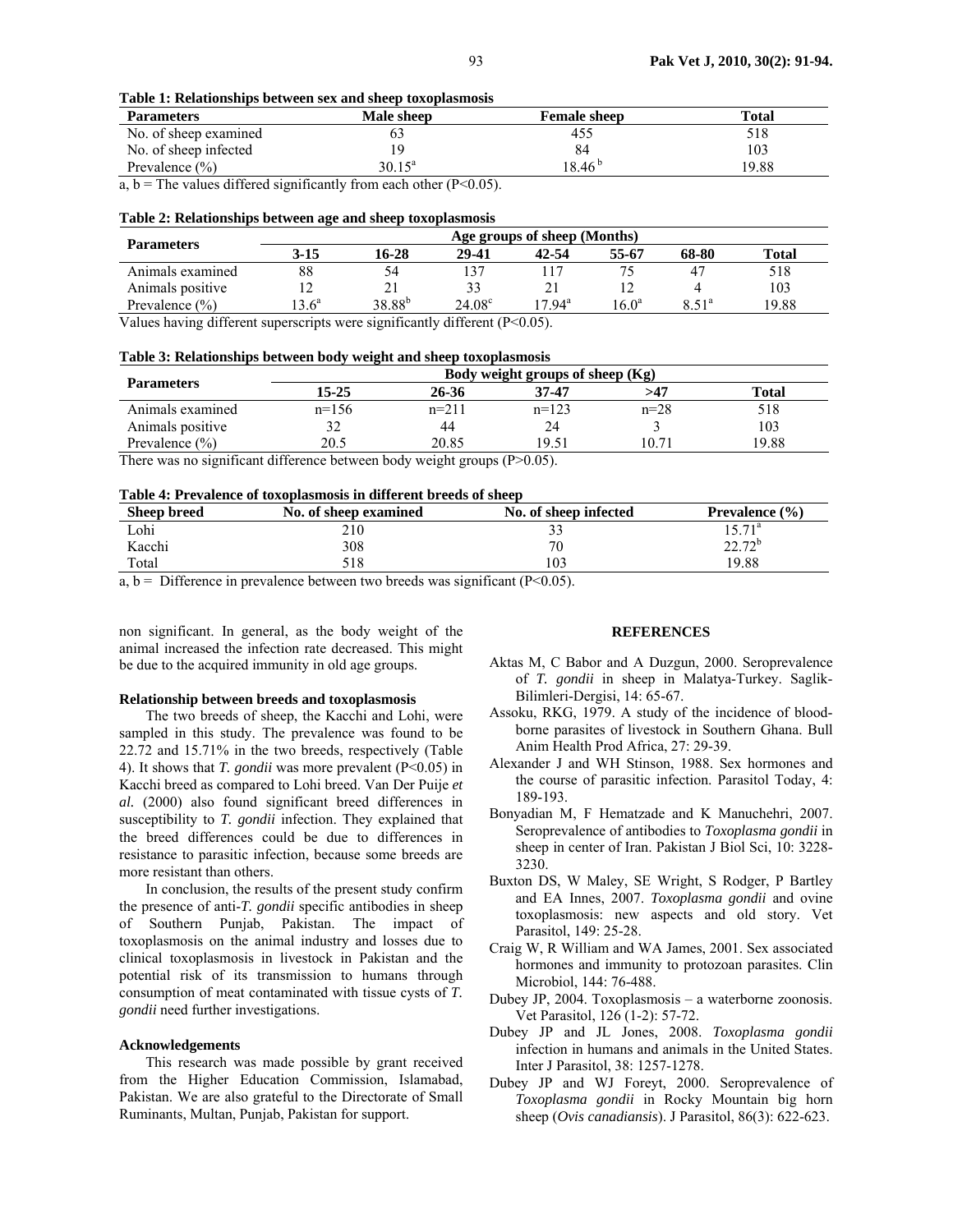**Table 1: Relationships between sex and sheep toxoplasmosis**

| Parameters | Male sheep | Female sheep | Total |
|---|---|---|---|
| No. of sheep examined | 63 | 455 | 518 |
| No. of sheep infected | 19 | 84 | 103 |
| Prevalence (%) | 30.15[a] | 18.46[b] | 19.88 |

a, b = The values differed significantly from each other (P<0.05).

**Table 2: Relationships between age and sheep toxoplasmosis**

| Parameters | Age groups of sheep (Months) | | | | | | |
|---|---|---|---|---|---|---|---|
| | 3-15 | 16-28 | 29-41 | 42-54 | 55-67 | 68-80 | Total |
| Animals examined | 88 | 54 | 137 | 117 | 75 | 47 | 518 |
| Animals positive | 12 | 21 | 33 | 21 | 12 | 4 | 103 |
| Prevalence (%) | 13.6[a] | 38.88[b] | 24.08[c] | 17.94[a] | 16.0[a] | 8.51[a] | 19.88 |

Values having different superscripts were significantly different (P<0.05).

**Table 3: Relationships between body weight and sheep toxoplasmosis**

| Parameters | Body weight groups of sheep (Kg) | | | | |
|---|---|---|---|---|---|
| | 15-25 | 26-36 | 37-47 | >47 | Total |
| Animals examined | n=156 | n=211 | n=123 | n=28 | 518 |
| Animals positive | 32 | 44 | 24 | 3 | 103 |
| Prevalence (%) | 20.5 | 20.85 | 19.51 | 10.71 | 19.88 |

There was no significant difference between body weight groups (P>0.05).

**Table 4: Prevalence of toxoplasmosis in different breeds of sheep**

| Sheep breed | No. of sheep examined | No. of sheep infected | Prevalence (%) |
|---|---|---|---|
| Lohi | 210 | 33 | 15.71[a] |
| Kacchi | 308 | 70 | 22.72[b] |
| Total | 518 | 103 | 19.88 |

a, b = Difference in prevalence between two breeds was significant (P<0.05).

non significant. In general, as the body weight of the animal increased the infection rate decreased. This might be due to the acquired immunity in old age groups.

#### Relationship between breeds and toxoplasmosis

The two breeds of sheep, the Kacchi and Lohi, were sampled in this study. The prevalence was found to be 22.72 and 15.71% in the two breeds, respectively (Table 4). It shows that *T. gondii* was more prevalent (P<0.05) in Kacchi breed as compared to Lohi breed. Van Der Puije *et al.* (2000) also found significant breed differences in susceptibility to *T. gondii* infection. They explained that the breed differences could be due to differences in resistance to parasitic infection, because some breeds are more resistant than others.

In conclusion, the results of the present study confirm the presence of anti-*T. gondii* specific antibodies in sheep of Southern Punjab, Pakistan. The impact of toxoplasmosis on the animal industry and losses due to clinical toxoplasmosis in livestock in Pakistan and the potential risk of its transmission to humans through consumption of meat contaminated with tissue cysts of *T. gondii* need further investigations.

#### Acknowledgements

This research was made possible by grant received from the Higher Education Commission, Islamabad, Pakistan. We are also grateful to the Directorate of Small Ruminants, Multan, Punjab, Pakistan for support.

## REFERENCES

Aktas M, C Babor and A Duzgun, 2000. Seroprevalence of *T. gondii* in sheep in Malatya-Turkey. Saglik-Bilimleri-Dergisi, 14: 65-67.

Assoku, RKG, 1979. A study of the incidence of blood-borne parasites of livestock in Southern Ghana. Bull Anim Health Prod Africa, 27: 29-39.

Alexander J and WH Stinson, 1988. Sex hormones and the course of parasitic infection. Parasitol Today, 4: 189-193.

Bonyadian M, F Hematzade and K Manuchehri, 2007. Seroprevalence of antibodies to *Toxoplasma gondii* in sheep in center of Iran. Pakistan J Biol Sci, 10: 3228-3230.

Buxton DS, W Maley, SE Wright, S Rodger, P Bartley and EA Innes, 2007. *Toxoplasma gondii* and ovine toxoplasmosis: new aspects and old story. Vet Parasitol, 149: 25-28.

Craig W, R William and WA James, 2001. Sex associated hormones and immunity to protozoan parasites. Clin Microbiol, 144: 76-488.

Dubey JP, 2004. Toxoplasmosis – a waterborne zoonosis. Vet Parasitol, 126 (1-2): 57-72.

Dubey JP and JL Jones, 2008. *Toxoplasma gondii* infection in humans and animals in the United States. Inter J Parasitol, 38: 1257-1278.

Dubey JP and WJ Foreyt, 2000. Seroprevalence of *Toxoplasma gondii* in Rocky Mountain big horn sheep (*Ovis canadiansis*). J Parasitol, 86(3): 622-623.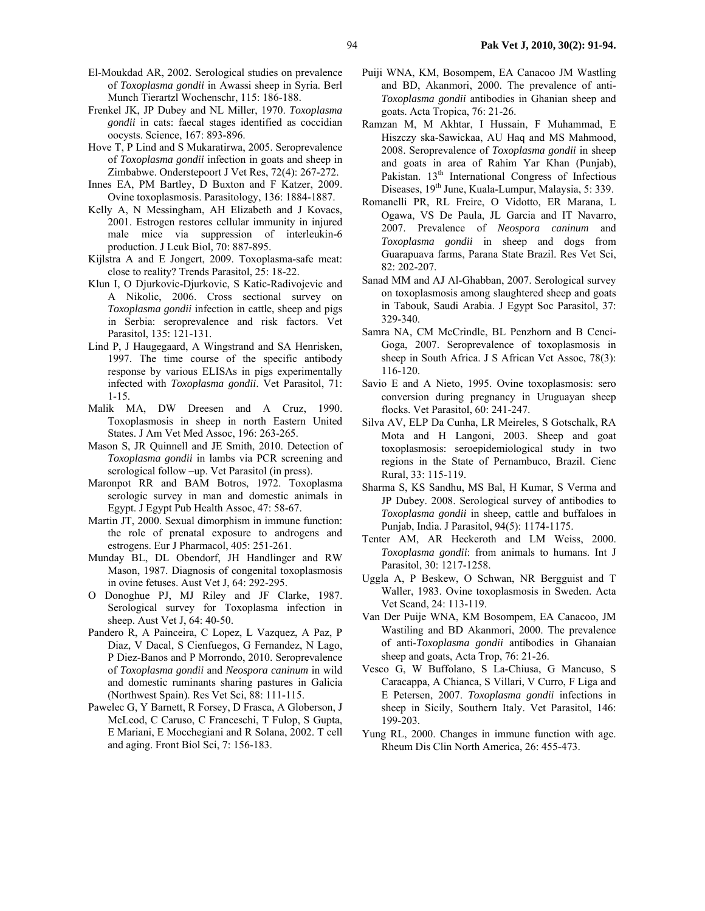El-Moukdad AR, 2002. Serological studies on prevalence of *Toxoplasma gondii* in Awassi sheep in Syria. Berl Munch Tierartzl Wochenschr, 115: 186-188.

Frenkel JK, JP Dubey and NL Miller, 1970. *Toxoplasma gondii* in cats: faecal stages identified as coccidian oocysts. Science, 167: 893-896.

Hove T, P Lind and S Mukaratirwa, 2005. Seroprevalence of *Toxoplasma gondii* infection in goats and sheep in Zimbabwe. Onderstepoort J Vet Res, 72(4): 267-272.

Innes EA, PM Bartley, D Buxton and F Katzer, 2009. Ovine toxoplasmosis. Parasitology, 136: 1884-1887.

Kelly A, N Messingham, AH Elizabeth and J Kovacs, 2001. Estrogen restores cellular immunity in injured male mice via suppression of interleukin-6 production. J Leuk Biol, 70: 887-895.

Kijlstra A and E Jongert, 2009. Toxoplasma-safe meat: close to reality? Trends Parasitol, 25: 18-22.

Klun I, O Djurkovic-Djurkovic, S Katic-Radivojevic and A Nikolic, 2006. Cross sectional survey on *Toxoplasma gondii* infection in cattle, sheep and pigs in Serbia: seroprevalence and risk factors. Vet Parasitol, 135: 121-131.

Lind P, J Haugegaard, A Wingstrand and SA Henrisken, 1997. The time course of the specific antibody response by various ELISAs in pigs experimentally infected with *Toxoplasma gondii*. Vet Parasitol, 71: 1-15.

Malik MA, DW Dreesen and A Cruz, 1990. Toxoplasmosis in sheep in north Eastern United States. J Am Vet Med Assoc, 196: 263-265.

Mason S, JR Quinnell and JE Smith, 2010. Detection of *Toxoplasma gondii* in lambs via PCR screening and serological follow –up. Vet Parasitol (in press).

Maronpot RR and BAM Botros, 1972. Toxoplasma serologic survey in man and domestic animals in Egypt. J Egypt Pub Health Assoc, 47: 58-67.

Martin JT, 2000. Sexual dimorphism in immune function: the role of prenatal exposure to androgens and estrogens. Eur J Pharmacol, 405: 251-261.

Munday BL, DL Obendorf, JH Handlinger and RW Mason, 1987. Diagnosis of congenital toxoplasmosis in ovine fetuses. Aust Vet J, 64: 292-295.

O Donoghue PJ, MJ Riley and JF Clarke, 1987. Serological survey for Toxoplasma infection in sheep. Aust Vet J, 64: 40-50.

Pandero R, A Painceira, C Lopez, L Vazquez, A Paz, P Diaz, V Dacal, S Cienfuegos, G Fernandez, N Lago, P Diez-Banos and P Morrondo, 2010. Seroprevalence of *Toxoplasma gondii* and *Neospora caninum* in wild and domestic ruminants sharing pastures in Galicia (Northwest Spain). Res Vet Sci, 88: 111-115.

Pawelec G, Y Barnett, R Forsey, D Frasca, A Globerson, J McLeod, C Caruso, C Franceschi, T Fulop, S Gupta, E Mariani, E Mocchegiani and R Solana, 2002. T cell and aging. Front Biol Sci, 7: 156-183.

Puiji WNA, KM, Bosompem, EA Canacoo JM Wastling and BD, Akanmori, 2000. The prevalence of anti-*Toxoplasma gondii* antibodies in Ghanian sheep and goats. Acta Tropica, 76: 21-26.

Ramzan M, M Akhtar, I Hussain, F Muhammad, E Hiszczy ska-Sawickaa, AU Haq and MS Mahmood, 2008. Seroprevalence of *Toxoplasma gondii* in sheep and goats in area of Rahim Yar Khan (Punjab), Pakistan. 13th International Congress of Infectious Diseases, 19th June, Kuala-Lumpur, Malaysia, 5: 339.

Romanelli PR, RL Freire, O Vidotto, ER Marana, L Ogawa, VS De Paula, JL Garcia and IT Navarro, 2007. Prevalence of *Neospora caninum* and *Toxoplasma gondii* in sheep and dogs from Guarapuava farms, Parana State Brazil. Res Vet Sci, 82: 202-207.

Sanad MM and AJ Al-Ghabban, 2007. Serological survey on toxoplasmosis among slaughtered sheep and goats in Tabouk, Saudi Arabia. J Egypt Soc Parasitol, 37: 329-340.

Samra NA, CM McCrindle, BL Penzhorn and B Cenci-Goga, 2007. Seroprevalence of toxoplasmosis in sheep in South Africa. J S African Vet Assoc, 78(3): 116-120.

Savio E and A Nieto, 1995. Ovine toxoplasmosis: sero conversion during pregnancy in Uruguayan sheep flocks. Vet Parasitol, 60: 241-247.

Silva AV, ELP Da Cunha, LR Meireles, S Gotschalk, RA Mota and H Langoni, 2003. Sheep and goat toxoplasmosis: seroepidemiological study in two regions in the State of Pernambuco, Brazil. Cienc Rural, 33: 115-119.

Sharma S, KS Sandhu, MS Bal, H Kumar, S Verma and JP Dubey. 2008. Serological survey of antibodies to *Toxoplasma gondii* in sheep, cattle and buffaloes in Punjab, India. J Parasitol, 94(5): 1174-1175.

Tenter AM, AR Heckeroth and LM Weiss, 2000. *Toxoplasma gondii*: from animals to humans. Int J Parasitol, 30: 1217-1258.

Uggla A, P Beskew, O Schwan, NR Bergguist and T Waller, 1983. Ovine toxoplasmosis in Sweden. Acta Vet Scand, 24: 113-119.

Van Der Puije WNA, KM Bosompem, EA Canacoo, JM Wastiling and BD Akanmori, 2000. The prevalence of anti-*Toxoplasma gondii* antibodies in Ghanaian sheep and goats, Acta Trop, 76: 21-26.

Vesco G, W Buffolano, S La-Chiusa, G Mancuso, S Caracappa, A Chianca, S Villari, V Curro, F Liga and E Petersen, 2007. *Toxoplasma gondii* infections in sheep in Sicily, Southern Italy. Vet Parasitol, 146: 199-203.

Yung RL, 2000. Changes in immune function with age. Rheum Dis Clin North America, 26: 455-473.